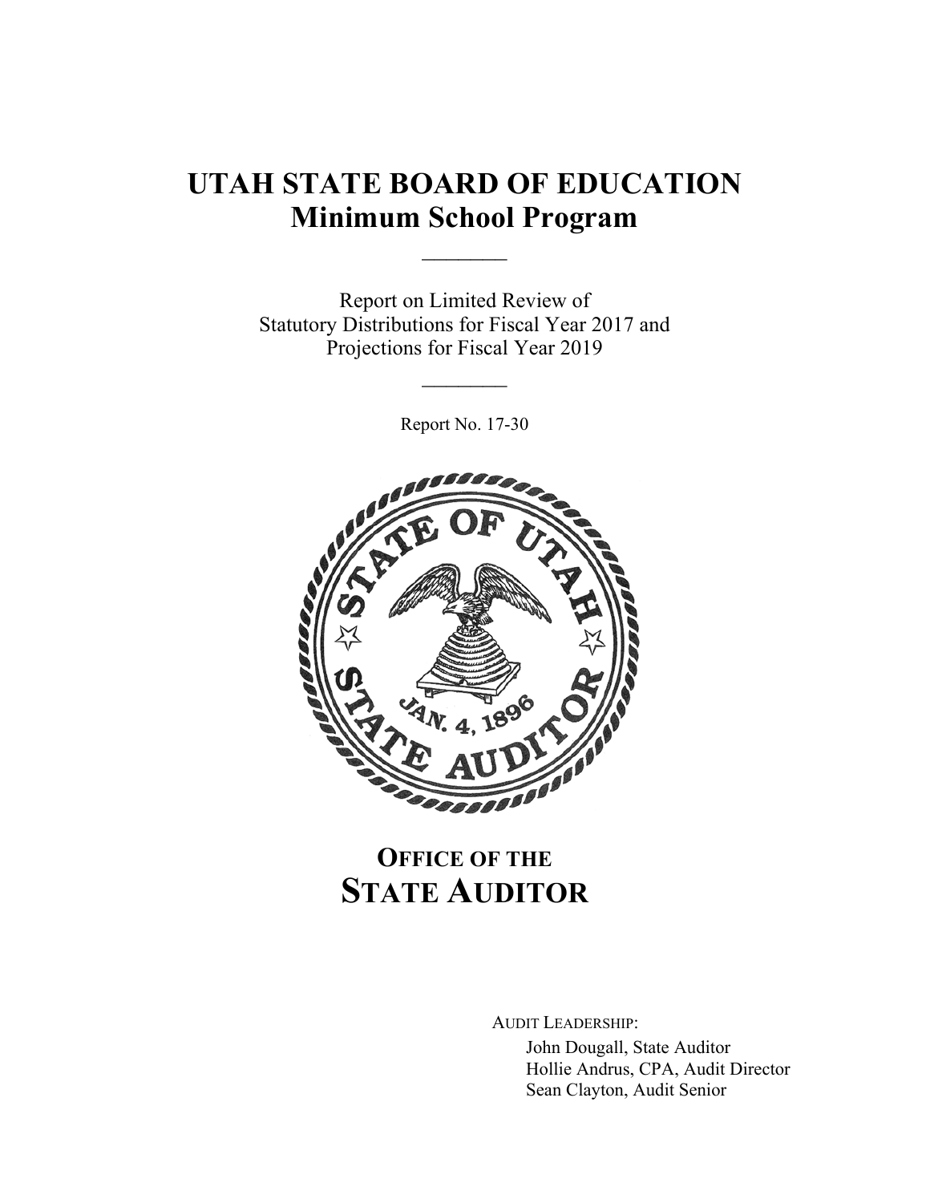# UTAH STATE BOARD OF EDUCATION
# Minimum School Program

________

Report on Limited Review of
Statutory Distributions for Fiscal Year 2017 and
Projections for Fiscal Year 2019

________

Report No. 17-30

## OFFICE OF THE STATE AUDITOR

AUDIT LEADERSHIP:

John Dougall, State Auditor
Hollie Andrus, CPA, Audit Director
Sean Clayton, Audit Senior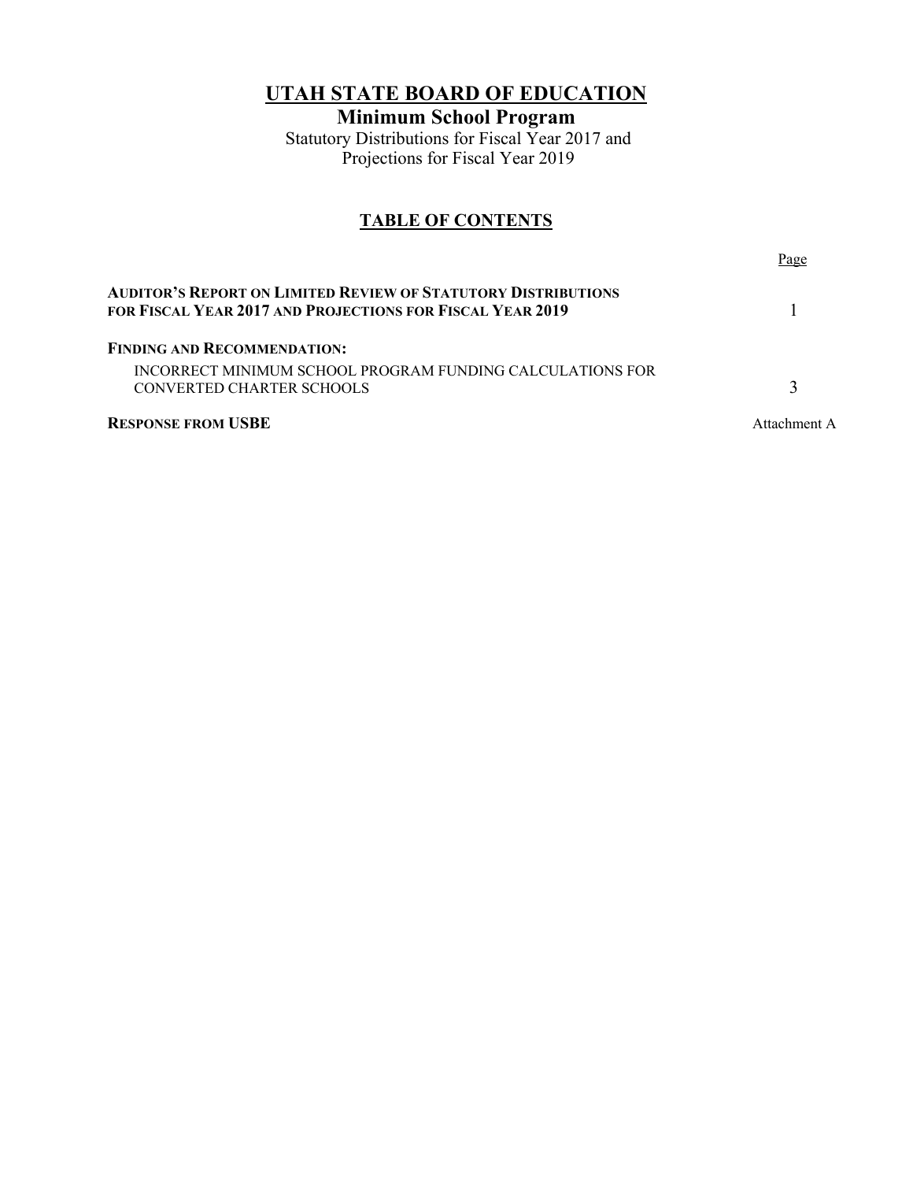# UTAH STATE BOARD OF EDUCATION

## Minimum School Program

Statutory Distributions for Fiscal Year 2017 and
Projections for Fiscal Year 2019

### TABLE OF CONTENTS

| | Page |
|---|---|
| **AUDITOR'S REPORT ON LIMITED REVIEW OF STATUTORY DISTRIBUTIONS FOR FISCAL YEAR 2017 AND PROJECTIONS FOR FISCAL YEAR 2019** | 1 |
| **FINDING AND RECOMMENDATION:** | |
| INCORRECT MINIMUM SCHOOL PROGRAM FUNDING CALCULATIONS FOR CONVERTED CHARTER SCHOOLS | 3 |
| **RESPONSE FROM USBE** | Attachment A |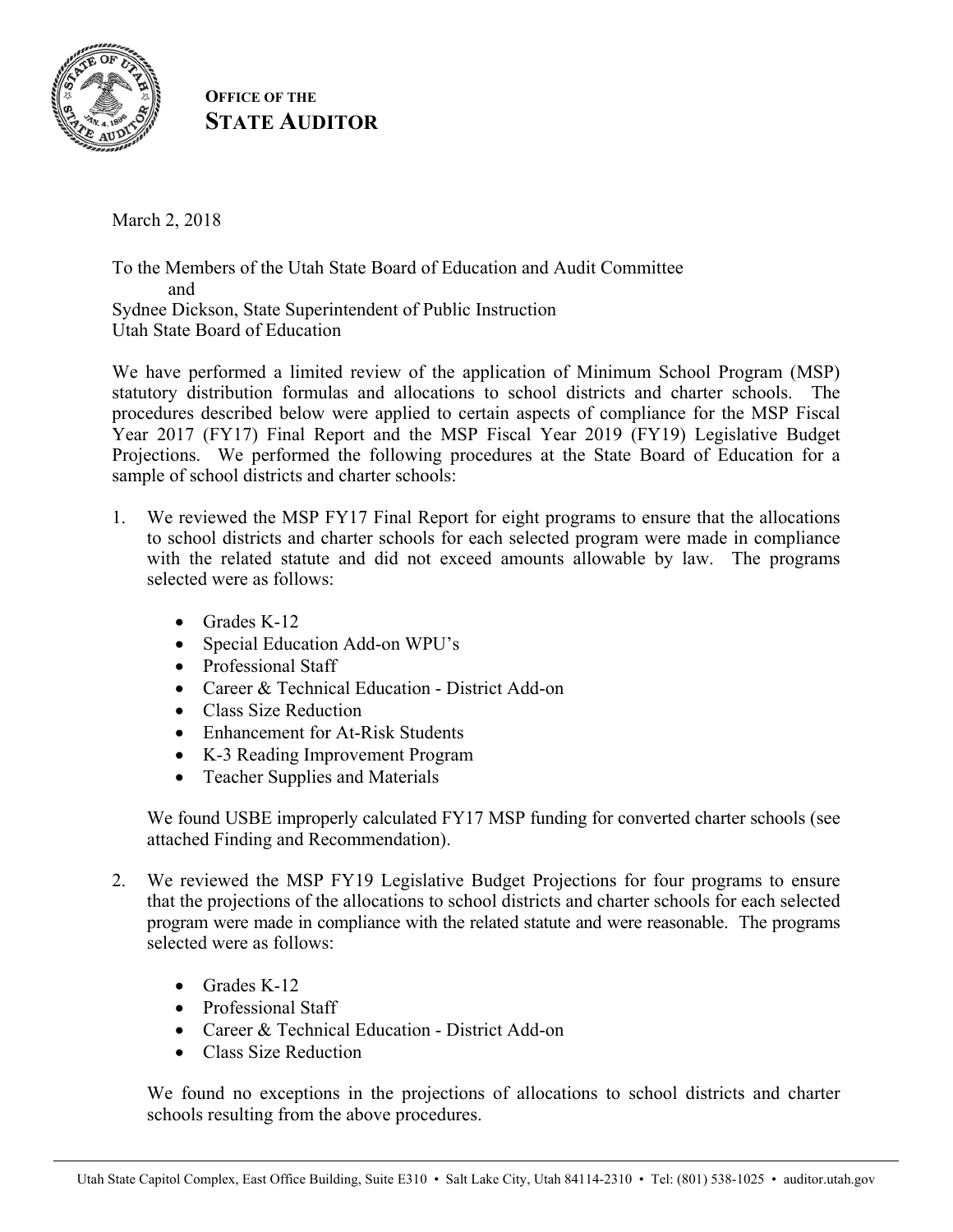**OFFICE OF THE**
**STATE AUDITOR**

March 2, 2018

To the Members of the Utah State Board of Education and Audit Committee
and
Sydnee Dickson, State Superintendent of Public Instruction
Utah State Board of Education

We have performed a limited review of the application of Minimum School Program (MSP) statutory distribution formulas and allocations to school districts and charter schools. The procedures described below were applied to certain aspects of compliance for the MSP Fiscal Year 2017 (FY17) Final Report and the MSP Fiscal Year 2019 (FY19) Legislative Budget Projections. We performed the following procedures at the State Board of Education for a sample of school districts and charter schools:

1. We reviewed the MSP FY17 Final Report for eight programs to ensure that the allocations to school districts and charter schools for each selected program were made in compliance with the related statute and did not exceed amounts allowable by law. The programs selected were as follows:

    - Grades K-12
    - Special Education Add-on WPU's
    - Professional Staff
    - Career & Technical Education - District Add-on
    - Class Size Reduction
    - Enhancement for At-Risk Students
    - K-3 Reading Improvement Program
    - Teacher Supplies and Materials

    We found USBE improperly calculated FY17 MSP funding for converted charter schools (see attached Finding and Recommendation).

2. We reviewed the MSP FY19 Legislative Budget Projections for four programs to ensure that the projections of the allocations to school districts and charter schools for each selected program were made in compliance with the related statute and were reasonable. The programs selected were as follows:

    - Grades K-12
    - Professional Staff
    - Career & Technical Education - District Add-on
    - Class Size Reduction

    We found no exceptions in the projections of allocations to school districts and charter schools resulting from the above procedures.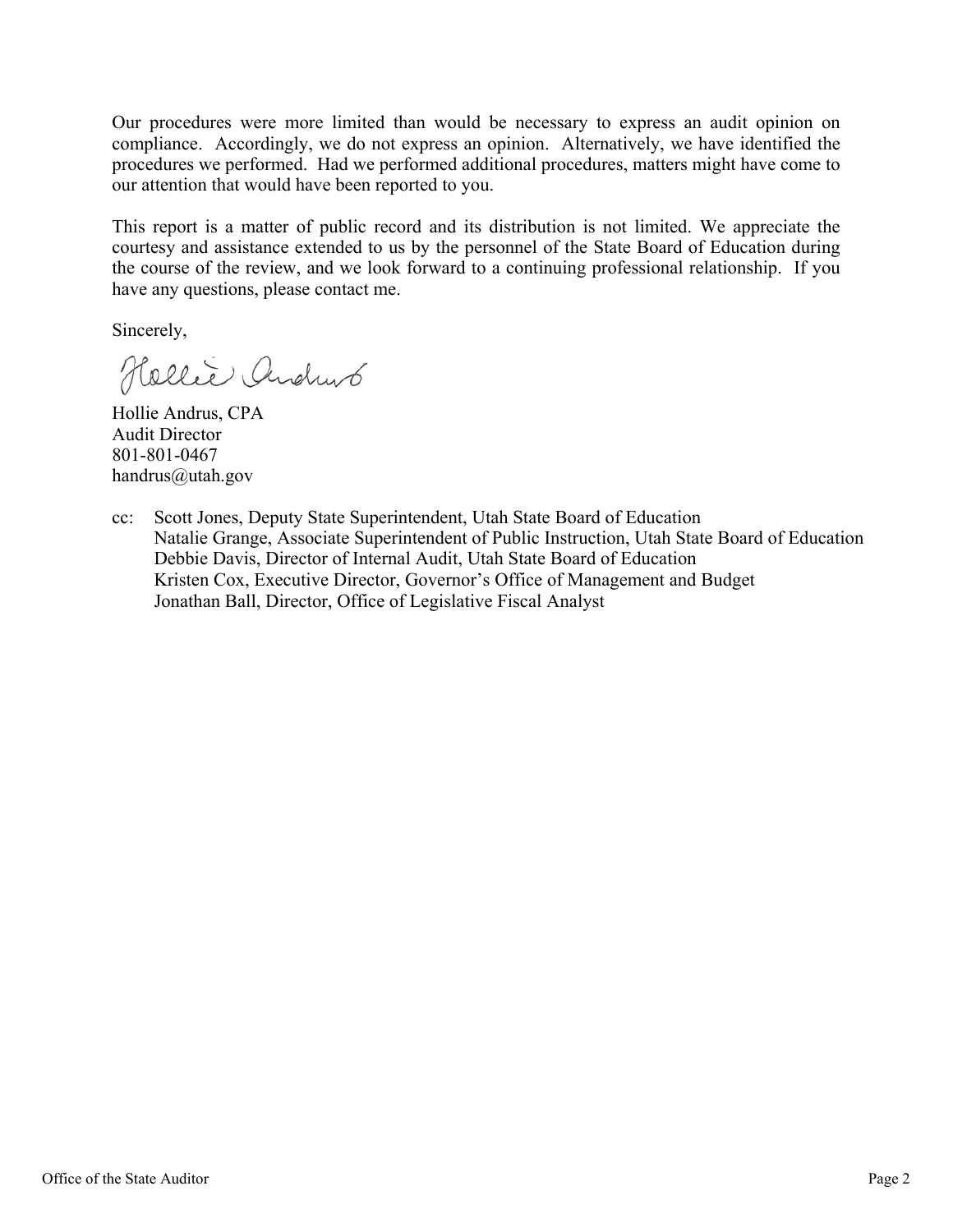Our procedures were more limited than would be necessary to express an audit opinion on compliance. Accordingly, we do not express an opinion. Alternatively, we have identified the procedures we performed. Had we performed additional procedures, matters might have come to our attention that would have been reported to you.

This report is a matter of public record and its distribution is not limited. We appreciate the courtesy and assistance extended to us by the personnel of the State Board of Education during the course of the review, and we look forward to a continuing professional relationship. If you have any questions, please contact me.

Sincerely,

Hollie Andrus, CPA
Audit Director
801-801-0467
handrus@utah.gov

cc: Scott Jones, Deputy State Superintendent, Utah State Board of Education
Natalie Grange, Associate Superintendent of Public Instruction, Utah State Board of Education
Debbie Davis, Director of Internal Audit, Utah State Board of Education
Kristen Cox, Executive Director, Governor's Office of Management and Budget
Jonathan Ball, Director, Office of Legislative Fiscal Analyst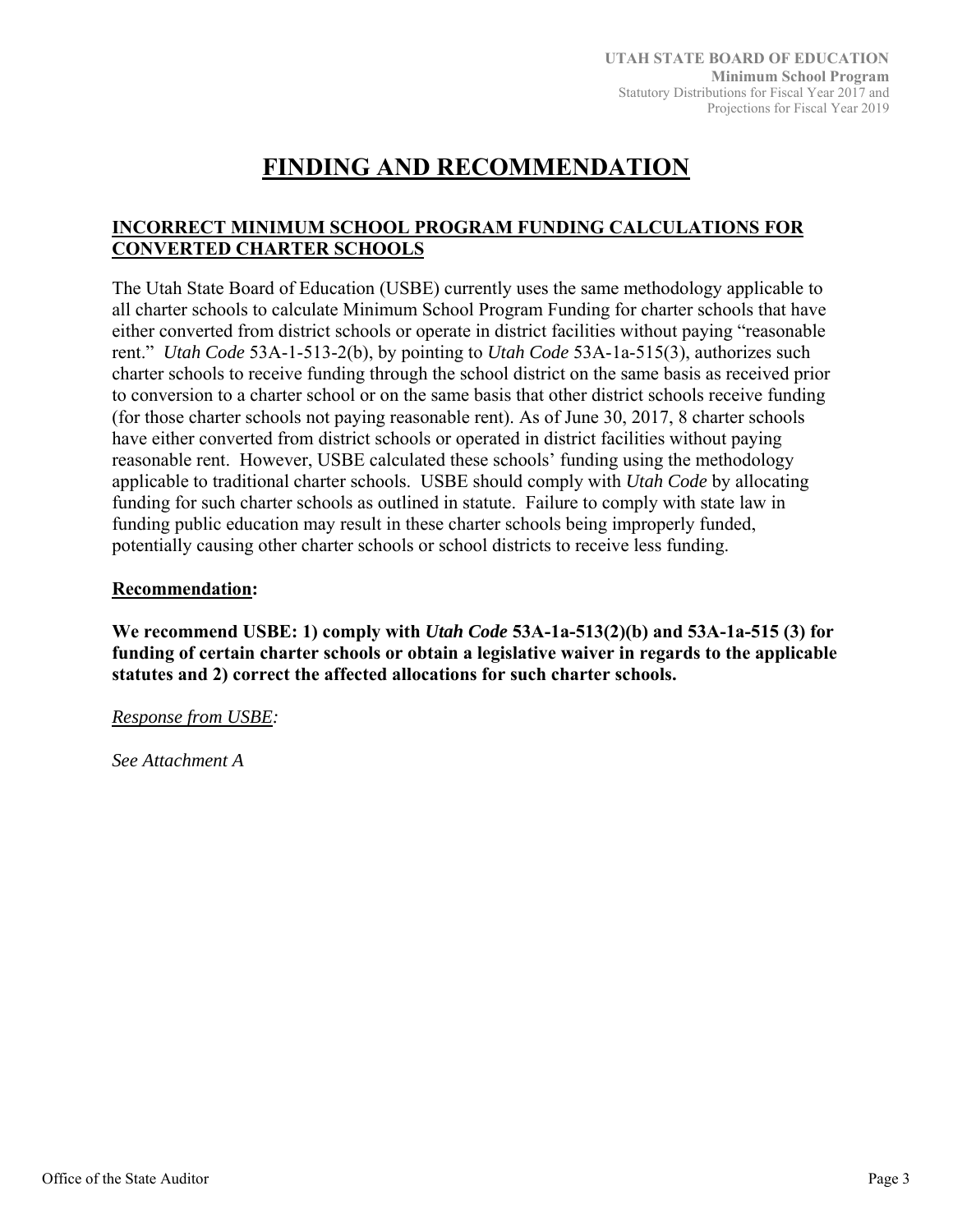# FINDING AND RECOMMENDATION

## INCORRECT MINIMUM SCHOOL PROGRAM FUNDING CALCULATIONS FOR CONVERTED CHARTER SCHOOLS

The Utah State Board of Education (USBE) currently uses the same methodology applicable to all charter schools to calculate Minimum School Program Funding for charter schools that have either converted from district schools or operate in district facilities without paying "reasonable rent." *Utah Code* 53A-1-513-2(b), by pointing to *Utah Code* 53A-1a-515(3), authorizes such charter schools to receive funding through the school district on the same basis as received prior to conversion to a charter school or on the same basis that other district schools receive funding (for those charter schools not paying reasonable rent). As of June 30, 2017, 8 charter schools have either converted from district schools or operated in district facilities without paying reasonable rent. However, USBE calculated these schools' funding using the methodology applicable to traditional charter schools. USBE should comply with *Utah Code* by allocating funding for such charter schools as outlined in statute. Failure to comply with state law in funding public education may result in these charter schools being improperly funded, potentially causing other charter schools or school districts to receive less funding.

**Recommendation:**

**We recommend USBE: 1) comply with *Utah Code* 53A-1a-513(2)(b) and 53A-1a-515 (3) for funding of certain charter schools or obtain a legislative waiver in regards to the applicable statutes and 2) correct the affected allocations for such charter schools.**

*Response from USBE:*

*See Attachment A*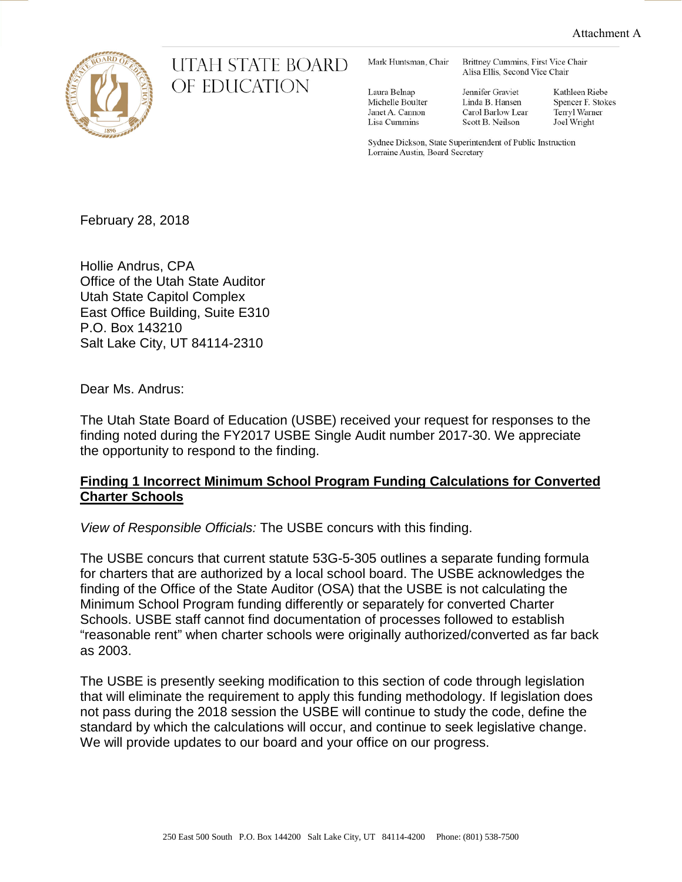Attachment A

# UTAH STATE BOARD OF EDUCATION

Mark Huntsman, Chair
Brittney Cummins, First Vice Chair
Alisa Ellis, Second Vice Chair

Laura Belnap
Michelle Boulter
Janet A. Cannon
Lisa Cummins
Jennifer Graviet
Linda B. Hansen
Carol Barlow Lear
Scott B. Neilson
Kathleen Riebe
Spencer F. Stokes
Terryl Warner
Joel Wright

Sydnee Dickson, State Superintendent of Public Instruction
Lorraine Austin, Board Secretary

February 28, 2018

Hollie Andrus, CPA
Office of the Utah State Auditor
Utah State Capitol Complex
East Office Building, Suite E310
P.O. Box 143210
Salt Lake City, UT 84114-2310

Dear Ms. Andrus:

The Utah State Board of Education (USBE) received your request for responses to the finding noted during the FY2017 USBE Single Audit number 2017-30. We appreciate the opportunity to respond to the finding.

**Finding 1 Incorrect Minimum School Program Funding Calculations for Converted Charter Schools**

*View of Responsible Officials:* The USBE concurs with this finding.

The USBE concurs that current statute 53G-5-305 outlines a separate funding formula for charters that are authorized by a local school board. The USBE acknowledges the finding of the Office of the State Auditor (OSA) that the USBE is not calculating the Minimum School Program funding differently or separately for converted Charter Schools. USBE staff cannot find documentation of processes followed to establish "reasonable rent" when charter schools were originally authorized/converted as far back as 2003.

The USBE is presently seeking modification to this section of code through legislation that will eliminate the requirement to apply this funding methodology. If legislation does not pass during the 2018 session the USBE will continue to study the code, define the standard by which the calculations will occur, and continue to seek legislative change. We will provide updates to our board and your office on our progress.

250 East 500 South P.O. Box 144200 Salt Lake City, UT 84114-4200 Phone: (801) 538-7500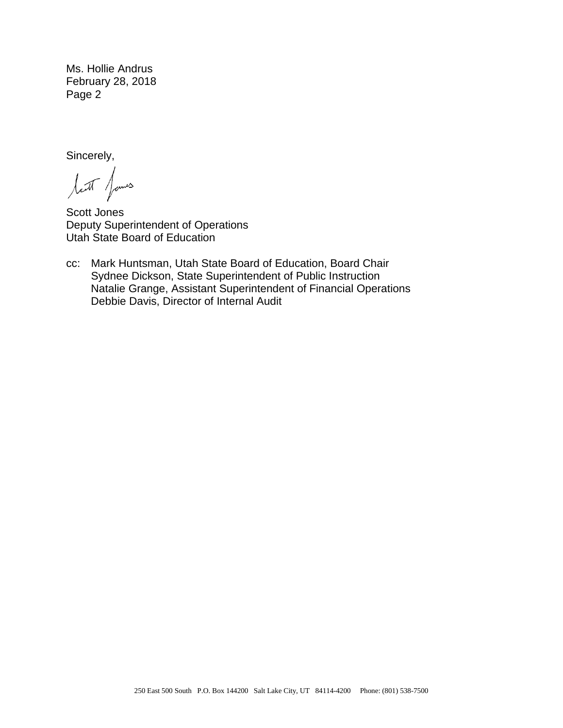Sincerely,

Scott Jones
Deputy Superintendent of Operations
Utah State Board of Education

cc: Mark Huntsman, Utah State Board of Education, Board Chair
Sydnee Dickson, State Superintendent of Public Instruction
Natalie Grange, Assistant Superintendent of Financial Operations
Debbie Davis, Director of Internal Audit